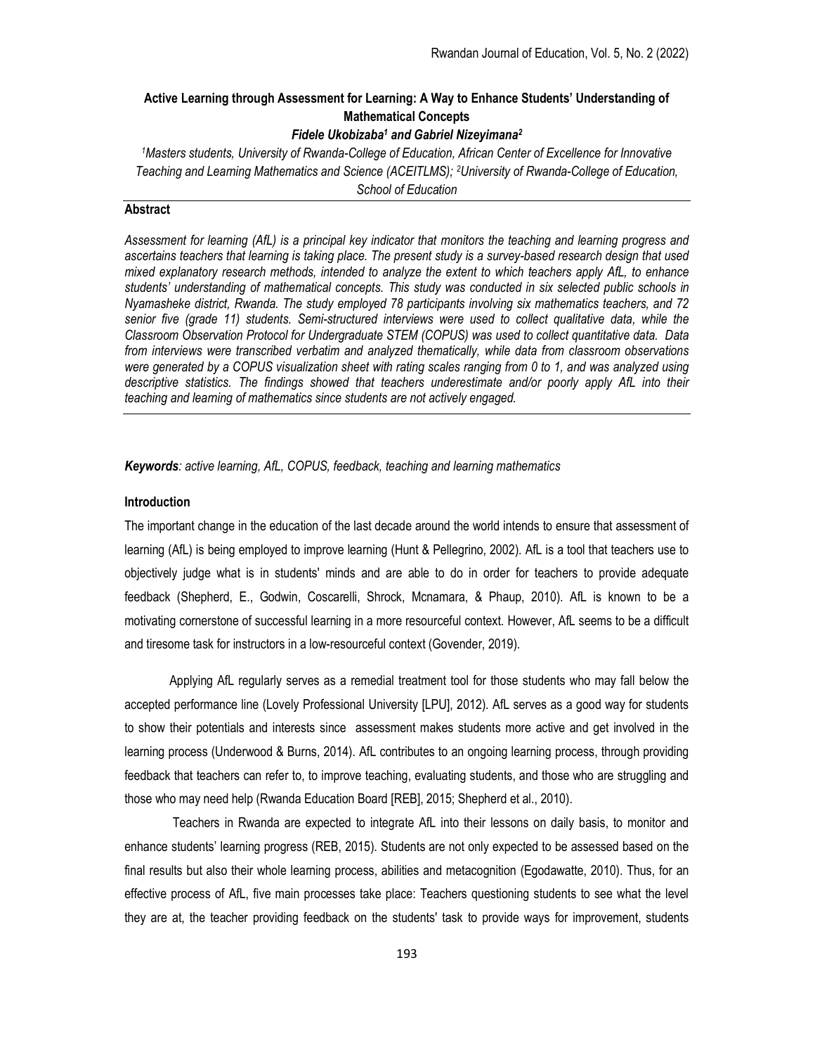# Active Learning through Assessment for Learning: A Way to Enhance Students' Understanding of Mathematical Concepts

***Fidele Ukobizaba[1] and Gabriel Nizeyimana[2]***

*[1]Masters students, University of Rwanda-College of Education, African Center of Excellence for Innovative Teaching and Learning Mathematics and Science (ACEITLMS); [2]University of Rwanda-College of Education, School of Education*

## Abstract

*Assessment for learning (AfL) is a principal key indicator that monitors the teaching and learning progress and ascertains teachers that learning is taking place. The present study is a survey-based research design that used mixed explanatory research methods, intended to analyze the extent to which teachers apply AfL, to enhance students' understanding of mathematical concepts. This study was conducted in six selected public schools in Nyamasheke district, Rwanda. The study employed 78 participants involving six mathematics teachers, and 72 senior five (grade 11) students. Semi-structured interviews were used to collect qualitative data, while the Classroom Observation Protocol for Undergraduate STEM (COPUS) was used to collect quantitative data. Data from interviews were transcribed verbatim and analyzed thematically, while data from classroom observations were generated by a COPUS visualization sheet with rating scales ranging from 0 to 1, and was analyzed using descriptive statistics. The findings showed that teachers underestimate and/or poorly apply AfL into their teaching and learning of mathematics since students are not actively engaged.*

***Keywords**: active learning, AfL, COPUS, feedback, teaching and learning mathematics*

## Introduction

The important change in the education of the last decade around the world intends to ensure that assessment of learning (AfL) is being employed to improve learning (Hunt & Pellegrino, 2002). AfL is a tool that teachers use to objectively judge what is in students' minds and are able to do in order for teachers to provide adequate feedback (Shepherd, E., Godwin, Coscarelli, Shrock, Mcnamara, & Phaup, 2010). AfL is known to be a motivating cornerstone of successful learning in a more resourceful context. However, AfL seems to be a difficult and tiresome task for instructors in a low-resourceful context (Govender, 2019).

Applying AfL regularly serves as a remedial treatment tool for those students who may fall below the accepted performance line (Lovely Professional University [LPU], 2012). AfL serves as a good way for students to show their potentials and interests since assessment makes students more active and get involved in the learning process (Underwood & Burns, 2014). AfL contributes to an ongoing learning process, through providing feedback that teachers can refer to, to improve teaching, evaluating students, and those who are struggling and those who may need help (Rwanda Education Board [REB], 2015; Shepherd et al., 2010).

Teachers in Rwanda are expected to integrate AfL into their lessons on daily basis, to monitor and enhance students' learning progress (REB, 2015). Students are not only expected to be assessed based on the final results but also their whole learning process, abilities and metacognition (Egodawatte, 2010). Thus, for an effective process of AfL, five main processes take place: Teachers questioning students to see what the level they are at, the teacher providing feedback on the students' task to provide ways for improvement, students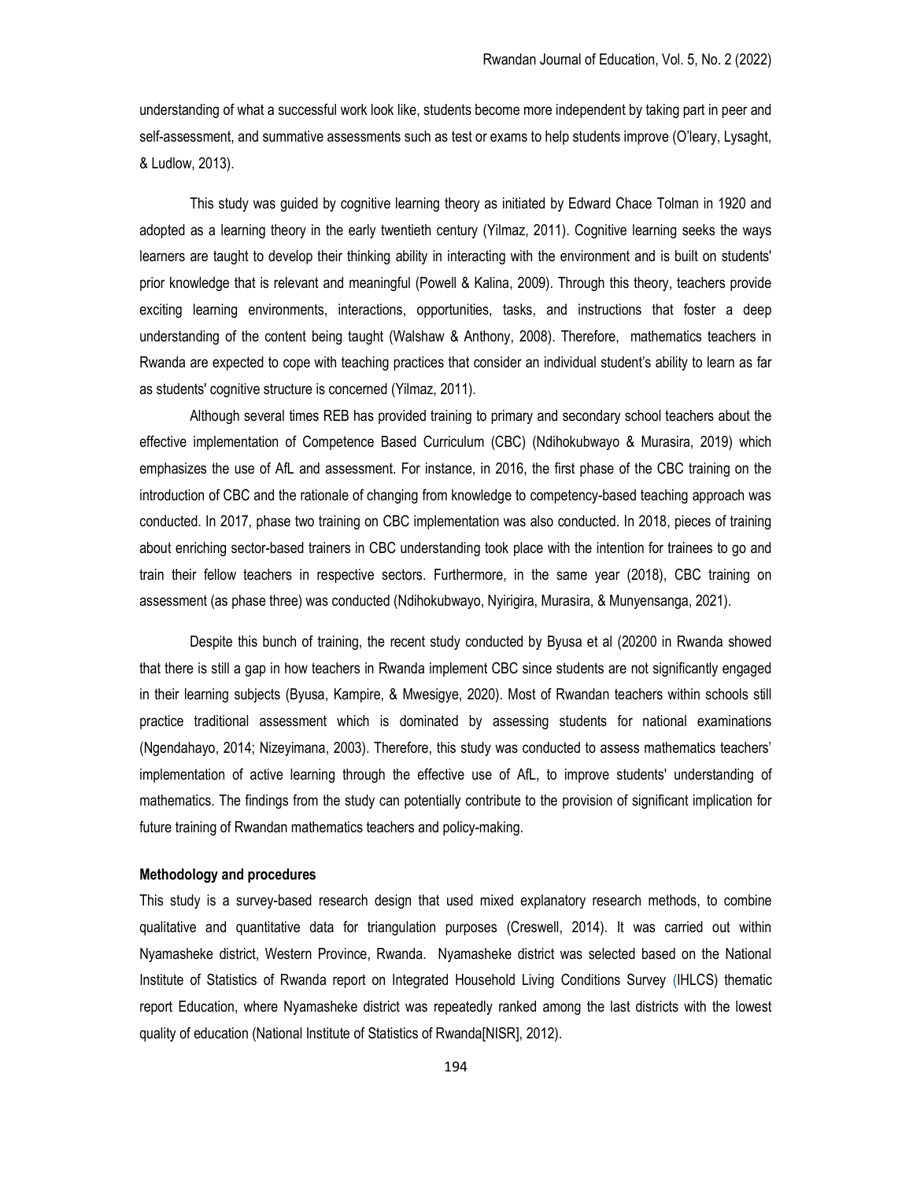understanding of what a successful work look like, students become more independent by taking part in peer and self-assessment, and summative assessments such as test or exams to help students improve (O'leary, Lysaght, & Ludlow, 2013).

This study was guided by cognitive learning theory as initiated by Edward Chace Tolman in 1920 and adopted as a learning theory in the early twentieth century (Yilmaz, 2011). Cognitive learning seeks the ways learners are taught to develop their thinking ability in interacting with the environment and is built on students' prior knowledge that is relevant and meaningful (Powell & Kalina, 2009). Through this theory, teachers provide exciting learning environments, interactions, opportunities, tasks, and instructions that foster a deep understanding of the content being taught (Walshaw & Anthony, 2008). Therefore, mathematics teachers in Rwanda are expected to cope with teaching practices that consider an individual student's ability to learn as far as students' cognitive structure is concerned (Yilmaz, 2011).

Although several times REB has provided training to primary and secondary school teachers about the effective implementation of Competence Based Curriculum (CBC) (Ndihokubwayo & Murasira, 2019) which emphasizes the use of AfL and assessment. For instance, in 2016, the first phase of the CBC training on the introduction of CBC and the rationale of changing from knowledge to competency-based teaching approach was conducted. In 2017, phase two training on CBC implementation was also conducted. In 2018, pieces of training about enriching sector-based trainers in CBC understanding took place with the intention for trainees to go and train their fellow teachers in respective sectors. Furthermore, in the same year (2018), CBC training on assessment (as phase three) was conducted (Ndihokubwayo, Nyirigira, Murasira, & Munyensanga, 2021).

Despite this bunch of training, the recent study conducted by Byusa et al (20200 in Rwanda showed that there is still a gap in how teachers in Rwanda implement CBC since students are not significantly engaged in their learning subjects (Byusa, Kampire, & Mwesigye, 2020). Most of Rwandan teachers within schools still practice traditional assessment which is dominated by assessing students for national examinations (Ngendahayo, 2014; Nizeyimana, 2003). Therefore, this study was conducted to assess mathematics teachers' implementation of active learning through the effective use of AfL, to improve students' understanding of mathematics. The findings from the study can potentially contribute to the provision of significant implication for future training of Rwandan mathematics teachers and policy-making.

#### Methodology and procedures

This study is a survey-based research design that used mixed explanatory research methods, to combine qualitative and quantitative data for triangulation purposes (Creswell, 2014). It was carried out within Nyamasheke district, Western Province, Rwanda. Nyamasheke district was selected based on the National Institute of Statistics of Rwanda report on Integrated Household Living Conditions Survey (IHLCS) thematic report Education, where Nyamasheke district was repeatedly ranked among the last districts with the lowest quality of education (National Institute of Statistics of Rwanda[NISR], 2012).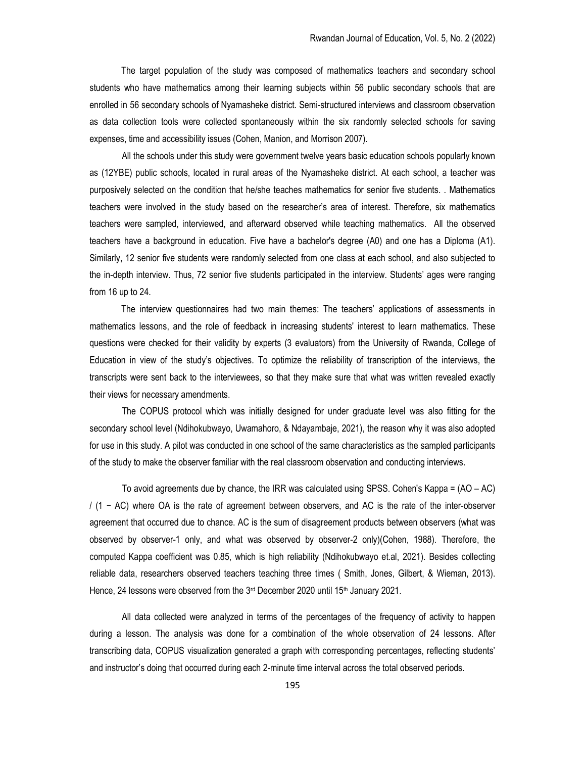The target population of the study was composed of mathematics teachers and secondary school students who have mathematics among their learning subjects within 56 public secondary schools that are enrolled in 56 secondary schools of Nyamasheke district. Semi-structured interviews and classroom observation as data collection tools were collected spontaneously within the six randomly selected schools for saving expenses, time and accessibility issues (Cohen, Manion, and Morrison 2007).

All the schools under this study were government twelve years basic education schools popularly known as (12YBE) public schools, located in rural areas of the Nyamasheke district. At each school, a teacher was purposively selected on the condition that he/she teaches mathematics for senior five students. . Mathematics teachers were involved in the study based on the researcher's area of interest. Therefore, six mathematics teachers were sampled, interviewed, and afterward observed while teaching mathematics. All the observed teachers have a background in education. Five have a bachelor's degree (A0) and one has a Diploma (A1). Similarly, 12 senior five students were randomly selected from one class at each school, and also subjected to the in-depth interview. Thus, 72 senior five students participated in the interview. Students' ages were ranging from 16 up to 24.

The interview questionnaires had two main themes: The teachers' applications of assessments in mathematics lessons, and the role of feedback in increasing students' interest to learn mathematics. These questions were checked for their validity by experts (3 evaluators) from the University of Rwanda, College of Education in view of the study's objectives. To optimize the reliability of transcription of the interviews, the transcripts were sent back to the interviewees, so that they make sure that what was written revealed exactly their views for necessary amendments.

The COPUS protocol which was initially designed for under graduate level was also fitting for the secondary school level (Ndihokubwayo, Uwamahoro, & Ndayambaje, 2021), the reason why it was also adopted for use in this study. A pilot was conducted in one school of the same characteristics as the sampled participants of the study to make the observer familiar with the real classroom observation and conducting interviews.

To avoid agreements due by chance, the IRR was calculated using SPSS. Cohen's Kappa = (AO – AC) / (1 − AC) where OA is the rate of agreement between observers, and AC is the rate of the inter-observer agreement that occurred due to chance. AC is the sum of disagreement products between observers (what was observed by observer-1 only, and what was observed by observer-2 only)(Cohen, 1988). Therefore, the computed Kappa coefficient was 0.85, which is high reliability (Ndihokubwayo et.al, 2021). Besides collecting reliable data, researchers observed teachers teaching three times ( Smith, Jones, Gilbert, & Wieman, 2013). Hence, 24 lessons were observed from the 3rd December 2020 until 15th January 2021.

All data collected were analyzed in terms of the percentages of the frequency of activity to happen during a lesson. The analysis was done for a combination of the whole observation of 24 lessons. After transcribing data, COPUS visualization generated a graph with corresponding percentages, reflecting students' and instructor's doing that occurred during each 2-minute time interval across the total observed periods.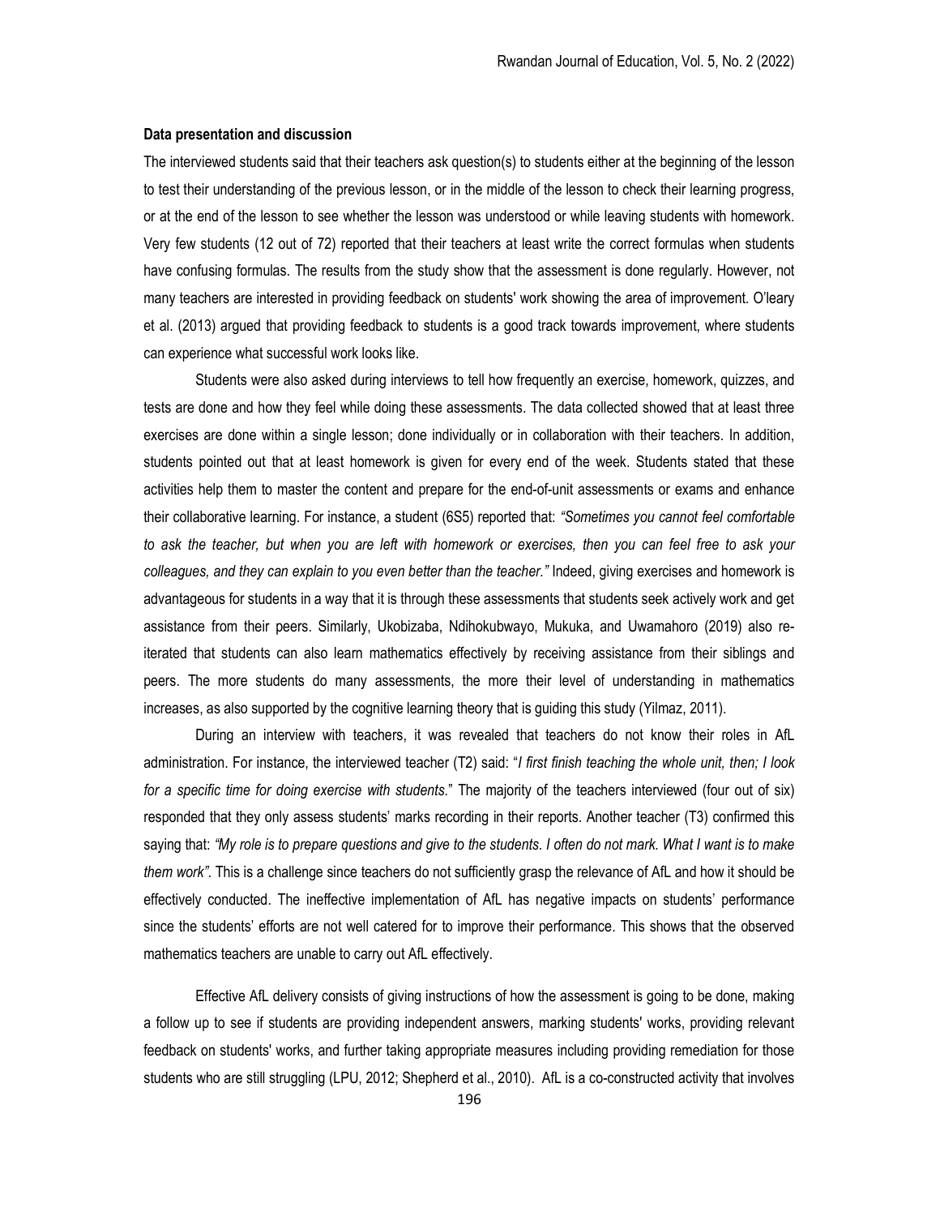**Data presentation and discussion**

The interviewed students said that their teachers ask question(s) to students either at the beginning of the lesson to test their understanding of the previous lesson, or in the middle of the lesson to check their learning progress, or at the end of the lesson to see whether the lesson was understood or while leaving students with homework. Very few students (12 out of 72) reported that their teachers at least write the correct formulas when students have confusing formulas. The results from the study show that the assessment is done regularly. However, not many teachers are interested in providing feedback on students' work showing the area of improvement. O'leary et al. (2013) argued that providing feedback to students is a good track towards improvement, where students can experience what successful work looks like.

Students were also asked during interviews to tell how frequently an exercise, homework, quizzes, and tests are done and how they feel while doing these assessments. The data collected showed that at least three exercises are done within a single lesson; done individually or in collaboration with their teachers. In addition, students pointed out that at least homework is given for every end of the week. Students stated that these activities help them to master the content and prepare for the end-of-unit assessments or exams and enhance their collaborative learning. For instance, a student (6S5) reported that: *"Sometimes you cannot feel comfortable to ask the teacher, but when you are left with homework or exercises, then you can feel free to ask your colleagues, and they can explain to you even better than the teacher."* Indeed, giving exercises and homework is advantageous for students in a way that it is through these assessments that students seek actively work and get assistance from their peers. Similarly, Ukobizaba, Ndihokubwayo, Mukuka, and Uwamahoro (2019) also re-iterated that students can also learn mathematics effectively by receiving assistance from their siblings and peers. The more students do many assessments, the more their level of understanding in mathematics increases, as also supported by the cognitive learning theory that is guiding this study (Yilmaz, 2011).

During an interview with teachers, it was revealed that teachers do not know their roles in AfL administration. For instance, the interviewed teacher (T2) said: "*I first finish teaching the whole unit, then; I look for a specific time for doing exercise with students.*" The majority of the teachers interviewed (four out of six) responded that they only assess students' marks recording in their reports. Another teacher (T3) confirmed this saying that: *"My role is to prepare questions and give to the students. I often do not mark. What I want is to make them work"*. This is a challenge since teachers do not sufficiently grasp the relevance of AfL and how it should be effectively conducted. The ineffective implementation of AfL has negative impacts on students' performance since the students' efforts are not well catered for to improve their performance. This shows that the observed mathematics teachers are unable to carry out AfL effectively.

Effective AfL delivery consists of giving instructions of how the assessment is going to be done, making a follow up to see if students are providing independent answers, marking students' works, providing relevant feedback on students' works, and further taking appropriate measures including providing remediation for those students who are still struggling (LPU, 2012; Shepherd et al., 2010). AfL is a co-constructed activity that involves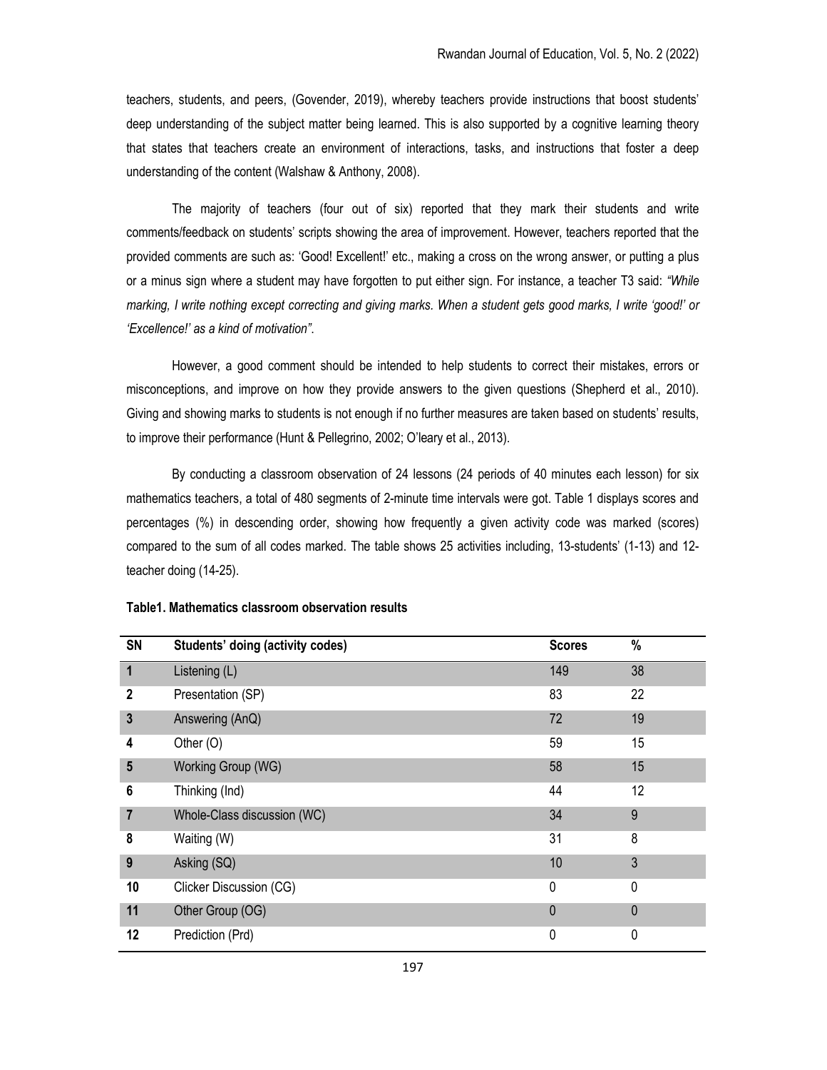teachers, students, and peers, (Govender, 2019), whereby teachers provide instructions that boost students' deep understanding of the subject matter being learned. This is also supported by a cognitive learning theory that states that teachers create an environment of interactions, tasks, and instructions that foster a deep understanding of the content (Walshaw & Anthony, 2008).

The majority of teachers (four out of six) reported that they mark their students and write comments/feedback on students' scripts showing the area of improvement. However, teachers reported that the provided comments are such as: 'Good! Excellent!' etc., making a cross on the wrong answer, or putting a plus or a minus sign where a student may have forgotten to put either sign. For instance, a teacher T3 said: *"While marking, I write nothing except correcting and giving marks. When a student gets good marks, I write 'good!' or 'Excellence!' as a kind of motivation"*.

However, a good comment should be intended to help students to correct their mistakes, errors or misconceptions, and improve on how they provide answers to the given questions (Shepherd et al., 2010). Giving and showing marks to students is not enough if no further measures are taken based on students' results, to improve their performance (Hunt & Pellegrino, 2002; O'leary et al., 2013).

By conducting a classroom observation of 24 lessons (24 periods of 40 minutes each lesson) for six mathematics teachers, a total of 480 segments of 2-minute time intervals were got. Table 1 displays scores and percentages (%) in descending order, showing how frequently a given activity code was marked (scores) compared to the sum of all codes marked. The table shows 25 activities including, 13-students' (1-13) and 12-teacher doing (14-25).

**Table1. Mathematics classroom observation results**

| SN | Students' doing (activity codes) | Scores | % |
|---|---|---|---|
| 1 | Listening (L) | 149 | 38 |
| 2 | Presentation (SP) | 83 | 22 |
| 3 | Answering (AnQ) | 72 | 19 |
| 4 | Other (O) | 59 | 15 |
| 5 | Working Group (WG) | 58 | 15 |
| 6 | Thinking (Ind) | 44 | 12 |
| 7 | Whole-Class discussion (WC) | 34 | 9 |
| 8 | Waiting (W) | 31 | 8 |
| 9 | Asking (SQ) | 10 | 3 |
| 10 | Clicker Discussion (CG) | 0 | 0 |
| 11 | Other Group (OG) | 0 | 0 |
| 12 | Prediction (Prd) | 0 | 0 |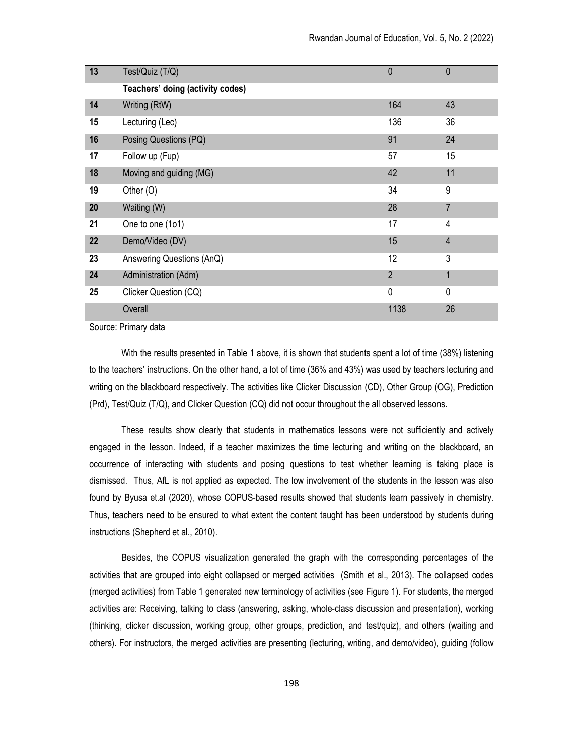| | | | |
|---|---|---|---|
| **13** | Test/Quiz (T/Q) | 0 | 0 |
| | **Teachers' doing (activity codes)** | | |
| **14** | Writing (RtW) | 164 | 43 |
| **15** | Lecturing (Lec) | 136 | 36 |
| **16** | Posing Questions (PQ) | 91 | 24 |
| **17** | Follow up (Fup) | 57 | 15 |
| **18** | Moving and guiding (MG) | 42 | 11 |
| **19** | Other (O) | 34 | 9 |
| **20** | Waiting (W) | 28 | 7 |
| **21** | One to one (1o1) | 17 | 4 |
| **22** | Demo/Video (DV) | 15 | 4 |
| **23** | Answering Questions (AnQ) | 12 | 3 |
| **24** | Administration (Adm) | 2 | 1 |
| **25** | Clicker Question (CQ) | 0 | 0 |
| | Overall | 1138 | 26 |

Source: Primary data

With the results presented in Table 1 above, it is shown that students spent a lot of time (38%) listening to the teachers' instructions. On the other hand, a lot of time (36% and 43%) was used by teachers lecturing and writing on the blackboard respectively. The activities like Clicker Discussion (CD), Other Group (OG), Prediction (Prd), Test/Quiz (T/Q), and Clicker Question (CQ) did not occur throughout the all observed lessons.

These results show clearly that students in mathematics lessons were not sufficiently and actively engaged in the lesson. Indeed, if a teacher maximizes the time lecturing and writing on the blackboard, an occurrence of interacting with students and posing questions to test whether learning is taking place is dismissed. Thus, AfL is not applied as expected. The low involvement of the students in the lesson was also found by Byusa et.al (2020), whose COPUS-based results showed that students learn passively in chemistry. Thus, teachers need to be ensured to what extent the content taught has been understood by students during instructions (Shepherd et al., 2010).

Besides, the COPUS visualization generated the graph with the corresponding percentages of the activities that are grouped into eight collapsed or merged activities (Smith et al., 2013). The collapsed codes (merged activities) from Table 1 generated new terminology of activities (see Figure 1). For students, the merged activities are: Receiving, talking to class (answering, asking, whole-class discussion and presentation), working (thinking, clicker discussion, working group, other groups, prediction, and test/quiz), and others (waiting and others). For instructors, the merged activities are presenting (lecturing, writing, and demo/video), guiding (follow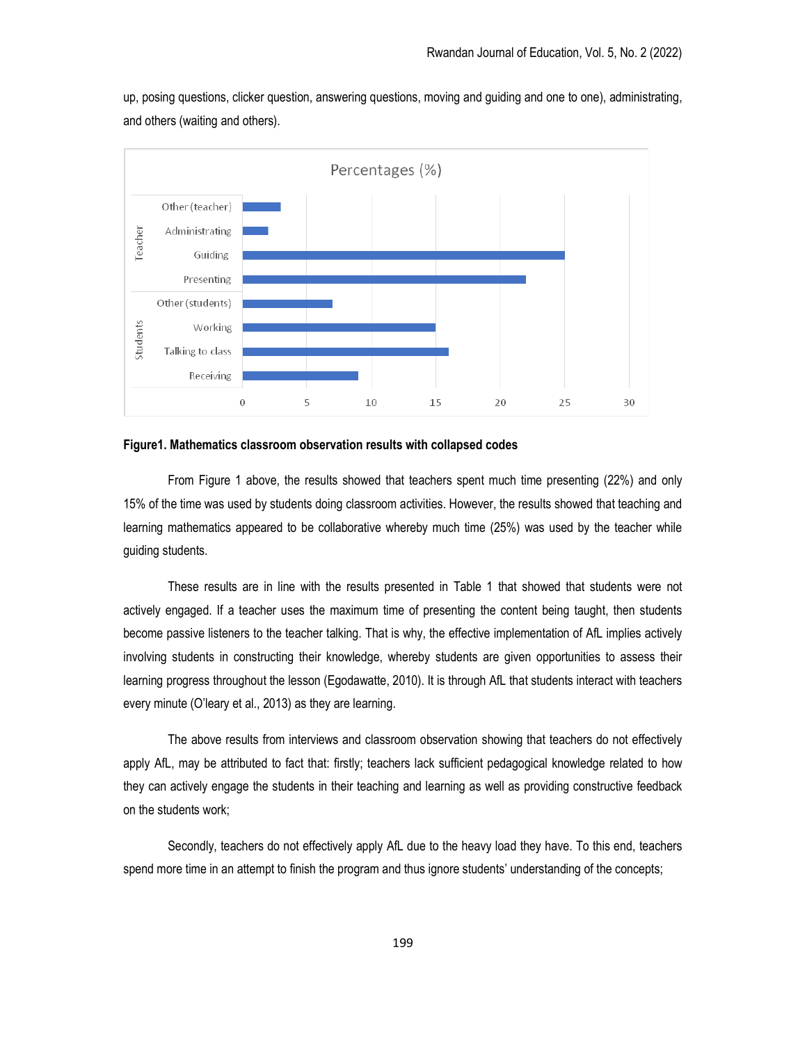up, posing questions, clicker question, answering questions, moving and guiding and one to one), administrating, and others (waiting and others).

**Figure1. Mathematics classroom observation results with collapsed codes**

From Figure 1 above, the results showed that teachers spent much time presenting (22%) and only 15% of the time was used by students doing classroom activities. However, the results showed that teaching and learning mathematics appeared to be collaborative whereby much time (25%) was used by the teacher while guiding students.

These results are in line with the results presented in Table 1 that showed that students were not actively engaged. If a teacher uses the maximum time of presenting the content being taught, then students become passive listeners to the teacher talking. That is why, the effective implementation of AfL implies actively involving students in constructing their knowledge, whereby students are given opportunities to assess their learning progress throughout the lesson (Egodawatte, 2010). It is through AfL that students interact with teachers every minute (O'leary et al., 2013) as they are learning.

The above results from interviews and classroom observation showing that teachers do not effectively apply AfL, may be attributed to fact that: firstly; teachers lack sufficient pedagogical knowledge related to how they can actively engage the students in their teaching and learning as well as providing constructive feedback on the students work;

Secondly, teachers do not effectively apply AfL due to the heavy load they have. To this end, teachers spend more time in an attempt to finish the program and thus ignore students' understanding of the concepts;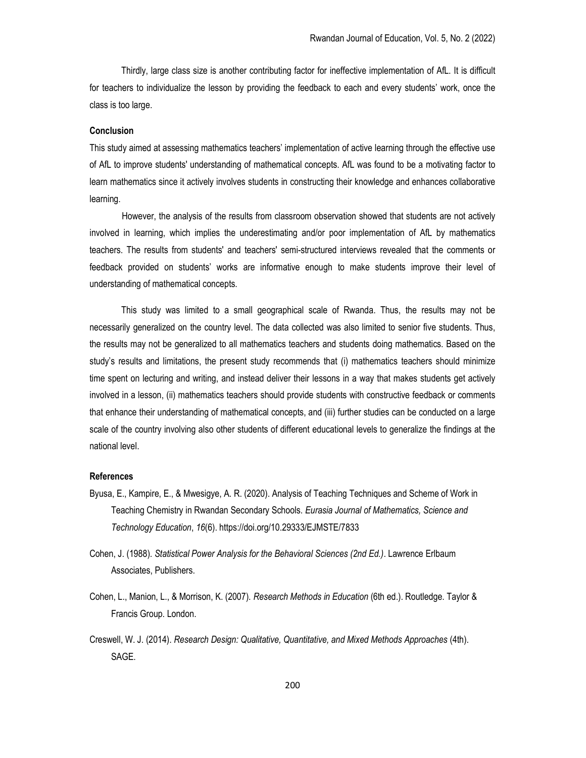Thirdly, large class size is another contributing factor for ineffective implementation of AfL. It is difficult for teachers to individualize the lesson by providing the feedback to each and every students' work, once the class is too large.

## Conclusion

This study aimed at assessing mathematics teachers' implementation of active learning through the effective use of AfL to improve students' understanding of mathematical concepts. AfL was found to be a motivating factor to learn mathematics since it actively involves students in constructing their knowledge and enhances collaborative learning.

However, the analysis of the results from classroom observation showed that students are not actively involved in learning, which implies the underestimating and/or poor implementation of AfL by mathematics teachers. The results from students' and teachers' semi-structured interviews revealed that the comments or feedback provided on students' works are informative enough to make students improve their level of understanding of mathematical concepts.

This study was limited to a small geographical scale of Rwanda. Thus, the results may not be necessarily generalized on the country level. The data collected was also limited to senior five students. Thus, the results may not be generalized to all mathematics teachers and students doing mathematics. Based on the study's results and limitations, the present study recommends that (i) mathematics teachers should minimize time spent on lecturing and writing, and instead deliver their lessons in a way that makes students get actively involved in a lesson, (ii) mathematics teachers should provide students with constructive feedback or comments that enhance their understanding of mathematical concepts, and (iii) further studies can be conducted on a large scale of the country involving also other students of different educational levels to generalize the findings at the national level.

## References

Byusa, E., Kampire, E., & Mwesigye, A. R. (2020). Analysis of Teaching Techniques and Scheme of Work in Teaching Chemistry in Rwandan Secondary Schools. *Eurasia Journal of Mathematics, Science and Technology Education*, *16*(6). https://doi.org/10.29333/EJMSTE/7833

Cohen, J. (1988). *Statistical Power Analysis for the Behavioral Sciences (2nd Ed.)*. Lawrence Erlbaum Associates, Publishers.

Cohen, L., Manion, L., & Morrison, K. (2007). *Research Methods in Education* (6th ed.). Routledge. Taylor & Francis Group. London.

Creswell, W. J. (2014). *Research Design: Qualitative, Quantitative, and Mixed Methods Approaches* (4th). SAGE.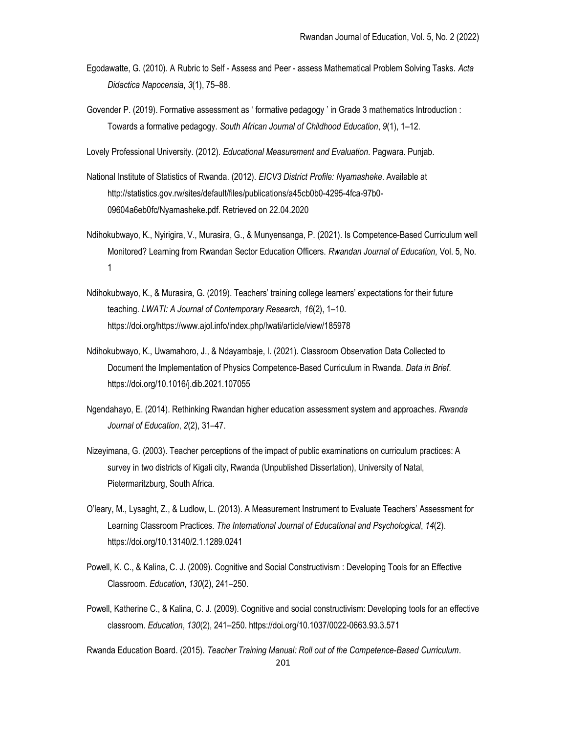Egodawatte, G. (2010). A Rubric to Self - Assess and Peer - assess Mathematical Problem Solving Tasks. *Acta Didactica Napocensia*, *3*(1), 75–88.

Govender P. (2019). Formative assessment as ' formative pedagogy ' in Grade 3 mathematics Introduction : Towards a formative pedagogy. *South African Journal of Childhood Education*, *9*(1), 1–12.

Lovely Professional University. (2012). *Educational Measurement and Evaluation*. Pagwara. Punjab.

National Institute of Statistics of Rwanda. (2012). *EICV3 District Profile: Nyamasheke*. Available at http://statistics.gov.rw/sites/default/files/publications/a45cb0b0-4295-4fca-97b0-09604a6eb0fc/Nyamasheke.pdf. Retrieved on 22.04.2020

Ndihokubwayo, K., Nyirigira, V., Murasira, G., & Munyensanga, P. (2021). Is Competence-Based Curriculum well Monitored? Learning from Rwandan Sector Education Officers. *Rwandan Journal of Education,* Vol. 5, No. 1

Ndihokubwayo, K., & Murasira, G. (2019). Teachers' training college learners' expectations for their future teaching. *LWATI: A Journal of Contemporary Research*, *16*(2), 1–10. https://doi.org/https://www.ajol.info/index.php/lwati/article/view/185978

Ndihokubwayo, K., Uwamahoro, J., & Ndayambaje, I. (2021). Classroom Observation Data Collected to Document the Implementation of Physics Competence-Based Curriculum in Rwanda. *Data in Brief*. https://doi.org/10.1016/j.dib.2021.107055

Ngendahayo, E. (2014). Rethinking Rwandan higher education assessment system and approaches. *Rwanda Journal of Education*, *2*(2), 31–47.

Nizeyimana, G. (2003). Teacher perceptions of the impact of public examinations on curriculum practices: A survey in two districts of Kigali city, Rwanda (Unpublished Dissertation), University of Natal, Pietermaritzburg, South Africa.

O'leary, M., Lysaght, Z., & Ludlow, L. (2013). A Measurement Instrument to Evaluate Teachers' Assessment for Learning Classroom Practices. *The International Journal of Educational and Psychological*, *14*(2). https://doi.org/10.13140/2.1.1289.0241

Powell, K. C., & Kalina, C. J. (2009). Cognitive and Social Constructivism : Developing Tools for an Effective Classroom. *Education*, *130*(2), 241–250.

Powell, Katherine C., & Kalina, C. J. (2009). Cognitive and social constructivism: Developing tools for an effective classroom. *Education*, *130*(2), 241–250. https://doi.org/10.1037/0022-0663.93.3.571

Rwanda Education Board. (2015). *Teacher Training Manual: Roll out of the Competence-Based Curriculum*.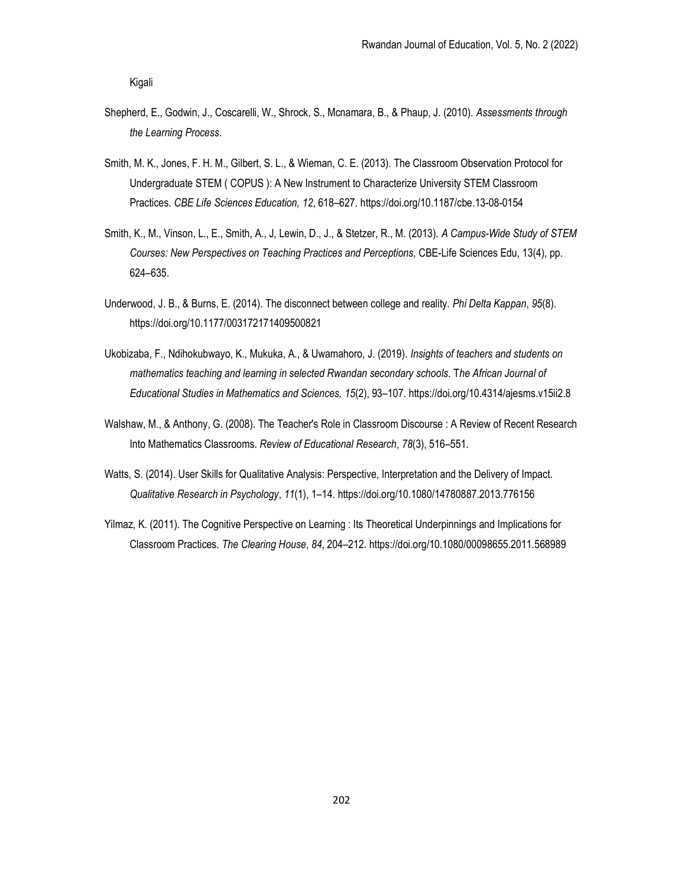Kigali

Shepherd, E., Godwin, J., Coscarelli, W., Shrock, S., Mcnamara, B., & Phaup, J. (2010). *Assessments through the Learning Process*.

Smith, M. K., Jones, F. H. M., Gilbert, S. L., & Wieman, C. E. (2013). The Classroom Observation Protocol for Undergraduate STEM ( COPUS ): A New Instrument to Characterize University STEM Classroom Practices. *CBE Life Sciences Education, 12*, 618–627. https://doi.org/10.1187/cbe.13-08-0154

Smith, K., M., Vinson, L., E., Smith, A., J, Lewin, D., J., & Stetzer, R., M. (2013). *A Campus-Wide Study of STEM Courses: New Perspectives on Teaching Practices and Perceptions,* CBE-Life Sciences Edu, 13(4), pp. 624–635.

Underwood, J. B., & Burns, E. (2014). The disconnect between college and reality. *Phi Delta Kappan*, *95*(8). https://doi.org/10.1177/003172171409500821

Ukobizaba, F., Ndihokubwayo, K., Mukuka, A., & Uwamahoro, J. (2019). *Insights of teachers and students on mathematics teaching and learning in selected Rwandan secondary schools*. T*he African Journal of Educational Studies in Mathematics and Sciences, 15*(2), 93–107. https://doi.org/10.4314/ajesms.v15ii2.8

Walshaw, M., & Anthony, G. (2008). The Teacher's Role in Classroom Discourse : A Review of Recent Research Into Mathematics Classrooms. *Review of Educational Research*, *78*(3), 516–551.

Watts, S. (2014). User Skills for Qualitative Analysis: Perspective, Interpretation and the Delivery of Impact. *Qualitative Research in Psychology*, *11*(1), 1–14. https://doi.org/10.1080/14780887.2013.776156

Yilmaz, K. (2011). The Cognitive Perspective on Learning : Its Theoretical Underpinnings and Implications for Classroom Practices. *The Clearing House*, *84*, 204–212. https://doi.org/10.1080/00098655.2011.568989